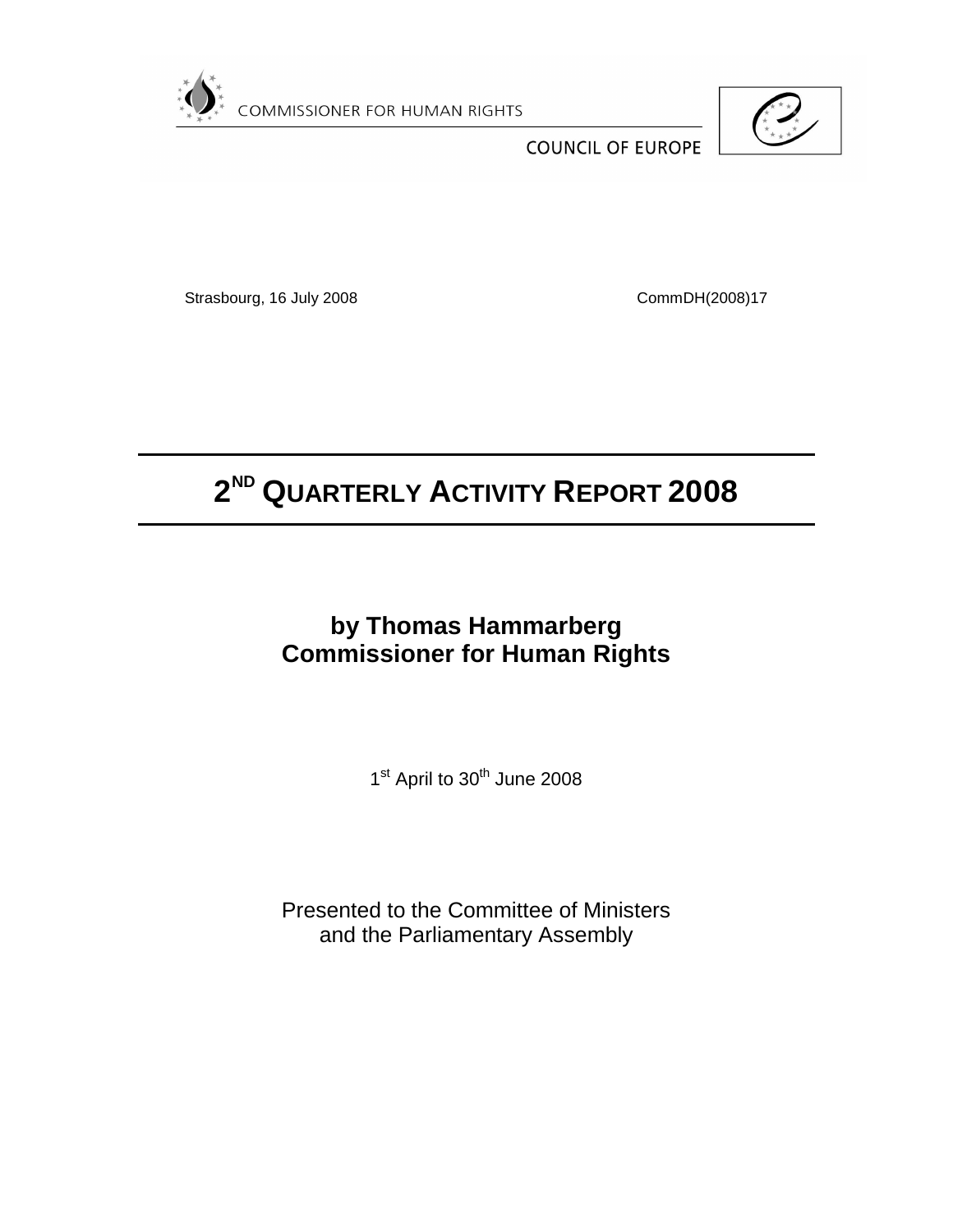COMMISSIONER FOR HUMAN RIGHTS

COUNCIL OF EUROPE

Strasbourg, 16 July 2008 CommDH(2008)17

# 2ND QUARTERLY ACTIVITY REPORT 2008

## by Thomas Hammarberg
## Commissioner for Human Rights

1st April to 30th June 2008

Presented to the Committee of Ministers
and the Parliamentary Assembly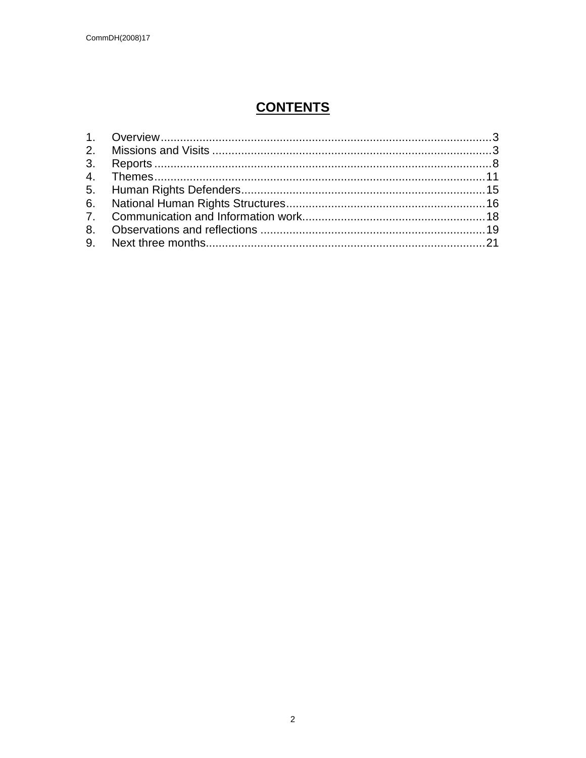# CONTENTS

1. Overview........................................................................................................3
2. Missions and Visits ........................................................................................3
3. Reports ..........................................................................................................8
4. Themes........................................................................................................11
5. Human Rights Defenders.............................................................................15
6. National Human Rights Structures...............................................................16
7. Communication and Information work..........................................................18
8. Observations and reflections .......................................................................19
9. Next three months........................................................................................21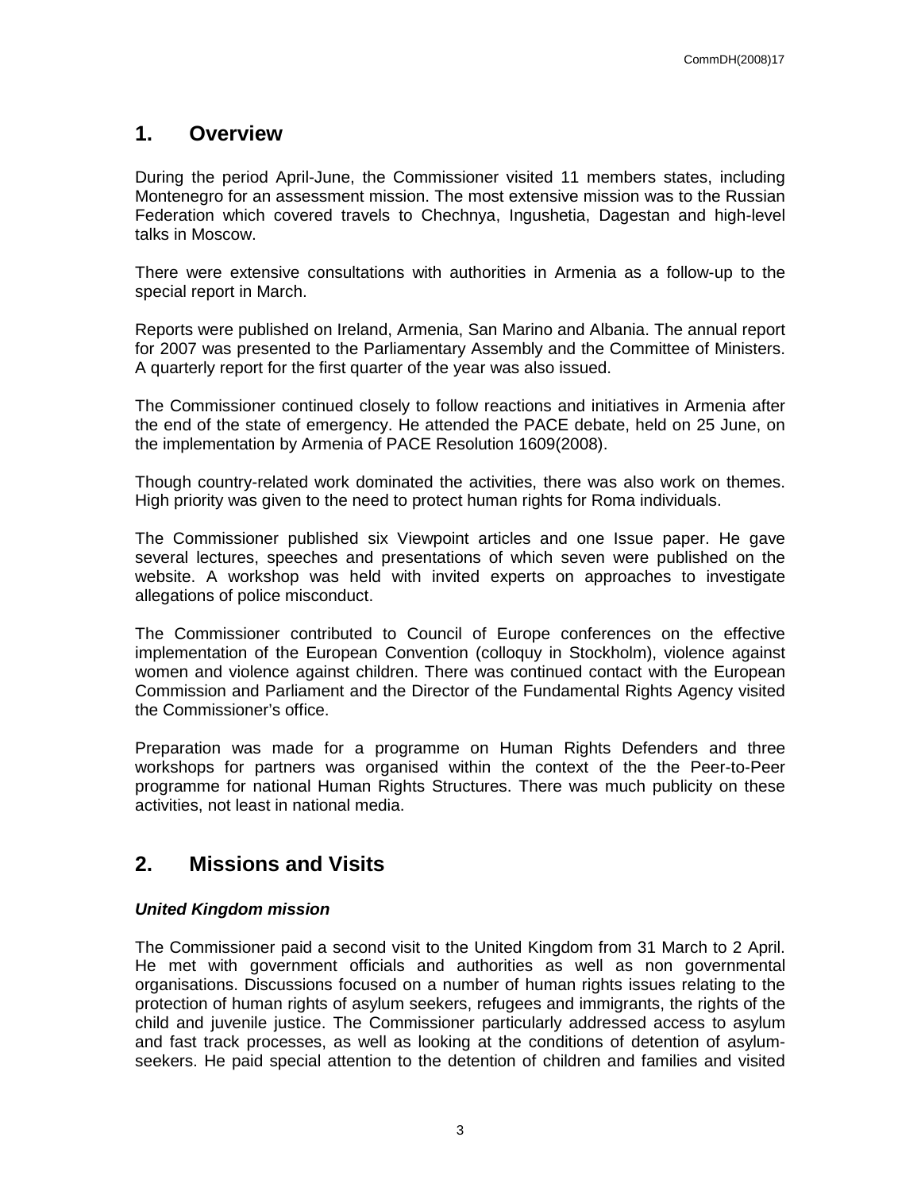## 1. Overview

During the period April-June, the Commissioner visited 11 members states, including Montenegro for an assessment mission. The most extensive mission was to the Russian Federation which covered travels to Chechnya, Ingushetia, Dagestan and high-level talks in Moscow.

There were extensive consultations with authorities in Armenia as a follow-up to the special report in March.

Reports were published on Ireland, Armenia, San Marino and Albania. The annual report for 2007 was presented to the Parliamentary Assembly and the Committee of Ministers. A quarterly report for the first quarter of the year was also issued.

The Commissioner continued closely to follow reactions and initiatives in Armenia after the end of the state of emergency. He attended the PACE debate, held on 25 June, on the implementation by Armenia of PACE Resolution 1609(2008).

Though country-related work dominated the activities, there was also work on themes. High priority was given to the need to protect human rights for Roma individuals.

The Commissioner published six Viewpoint articles and one Issue paper. He gave several lectures, speeches and presentations of which seven were published on the website. A workshop was held with invited experts on approaches to investigate allegations of police misconduct.

The Commissioner contributed to Council of Europe conferences on the effective implementation of the European Convention (colloquy in Stockholm), violence against women and violence against children. There was continued contact with the European Commission and Parliament and the Director of the Fundamental Rights Agency visited the Commissioner's office.

Preparation was made for a programme on Human Rights Defenders and three workshops for partners was organised within the context of the the Peer-to-Peer programme for national Human Rights Structures. There was much publicity on these activities, not least in national media.

## 2. Missions and Visits

***United Kingdom mission***

The Commissioner paid a second visit to the United Kingdom from 31 March to 2 April. He met with government officials and authorities as well as non governmental organisations. Discussions focused on a number of human rights issues relating to the protection of human rights of asylum seekers, refugees and immigrants, the rights of the child and juvenile justice. The Commissioner particularly addressed access to asylum and fast track processes, as well as looking at the conditions of detention of asylum-seekers. He paid special attention to the detention of children and families and visited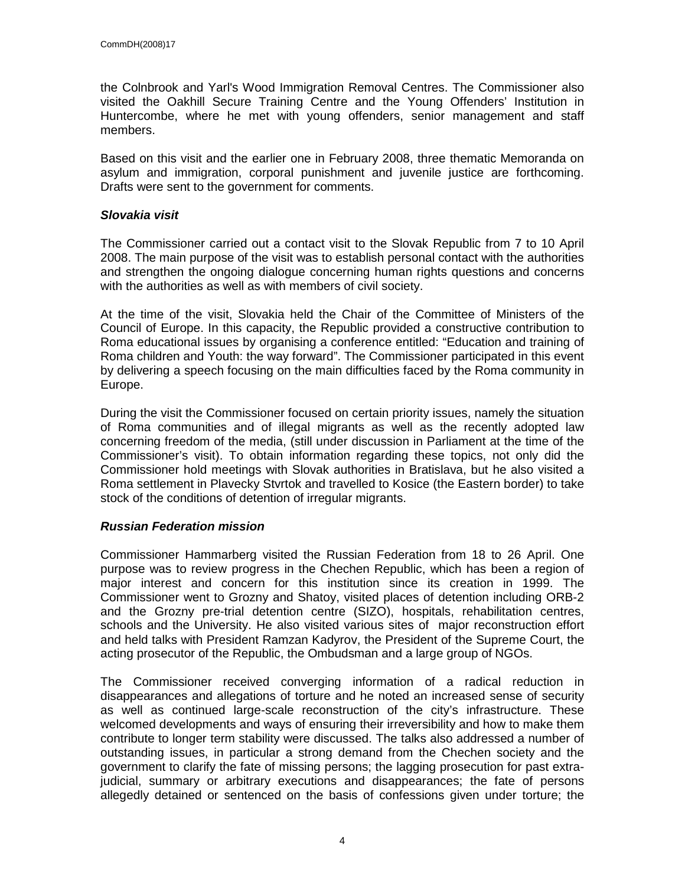the Colnbrook and Yarl's Wood Immigration Removal Centres. The Commissioner also visited the Oakhill Secure Training Centre and the Young Offenders' Institution in Huntercombe, where he met with young offenders, senior management and staff members.

Based on this visit and the earlier one in February 2008, three thematic Memoranda on asylum and immigration, corporal punishment and juvenile justice are forthcoming. Drafts were sent to the government for comments.

### *Slovakia visit*

The Commissioner carried out a contact visit to the Slovak Republic from 7 to 10 April 2008. The main purpose of the visit was to establish personal contact with the authorities and strengthen the ongoing dialogue concerning human rights questions and concerns with the authorities as well as with members of civil society.

At the time of the visit, Slovakia held the Chair of the Committee of Ministers of the Council of Europe. In this capacity, the Republic provided a constructive contribution to Roma educational issues by organising a conference entitled: "Education and training of Roma children and Youth: the way forward". The Commissioner participated in this event by delivering a speech focusing on the main difficulties faced by the Roma community in Europe.

During the visit the Commissioner focused on certain priority issues, namely the situation of Roma communities and of illegal migrants as well as the recently adopted law concerning freedom of the media, (still under discussion in Parliament at the time of the Commissioner's visit). To obtain information regarding these topics, not only did the Commissioner hold meetings with Slovak authorities in Bratislava, but he also visited a Roma settlement in Plavecky Stvrtok and travelled to Kosice (the Eastern border) to take stock of the conditions of detention of irregular migrants.

### *Russian Federation mission*

Commissioner Hammarberg visited the Russian Federation from 18 to 26 April. One purpose was to review progress in the Chechen Republic, which has been a region of major interest and concern for this institution since its creation in 1999. The Commissioner went to Grozny and Shatoy, visited places of detention including ORB-2 and the Grozny pre-trial detention centre (SIZO), hospitals, rehabilitation centres, schools and the University. He also visited various sites of major reconstruction effort and held talks with President Ramzan Kadyrov, the President of the Supreme Court, the acting prosecutor of the Republic, the Ombudsman and a large group of NGOs.

The Commissioner received converging information of a radical reduction in disappearances and allegations of torture and he noted an increased sense of security as well as continued large-scale reconstruction of the city's infrastructure. These welcomed developments and ways of ensuring their irreversibility and how to make them contribute to longer term stability were discussed. The talks also addressed a number of outstanding issues, in particular a strong demand from the Chechen society and the government to clarify the fate of missing persons; the lagging prosecution for past extra-judicial, summary or arbitrary executions and disappearances; the fate of persons allegedly detained or sentenced on the basis of confessions given under torture; the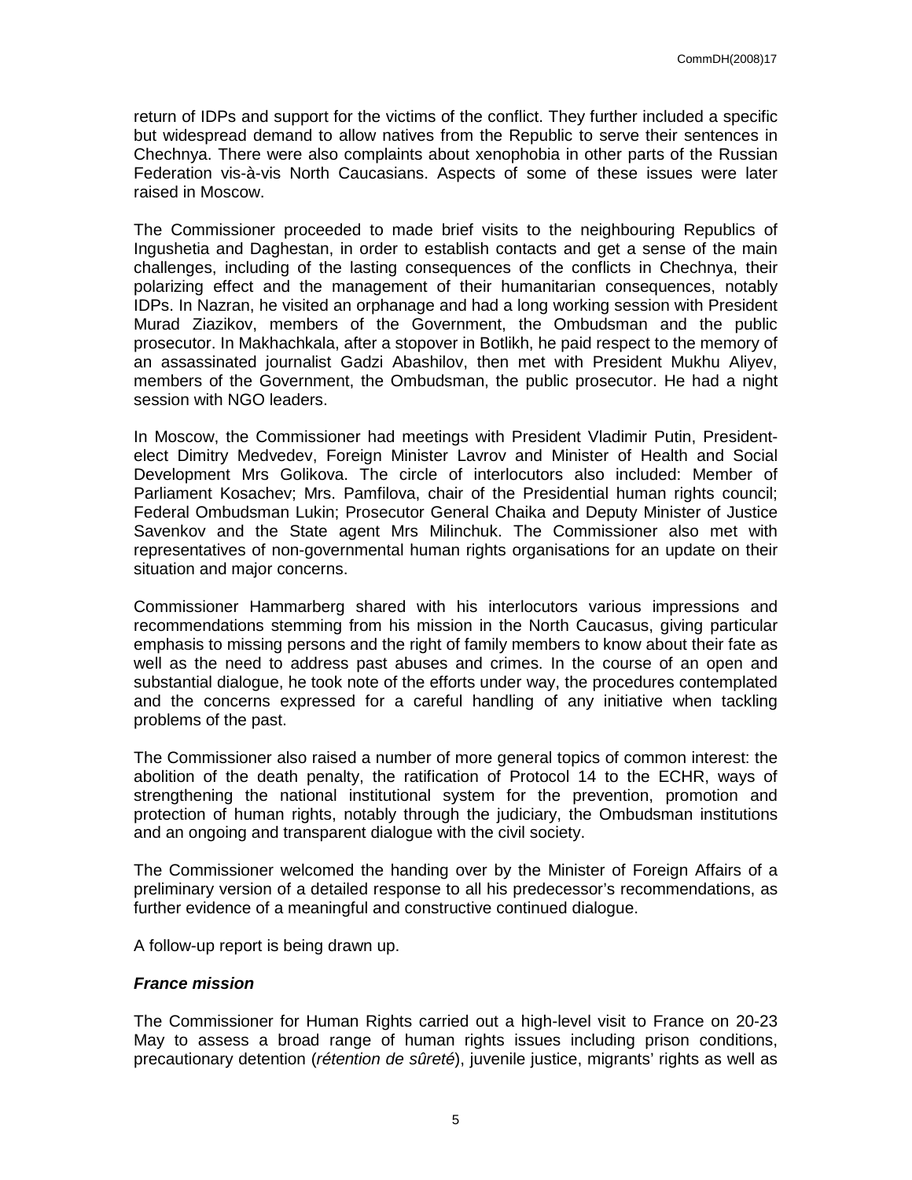return of IDPs and support for the victims of the conflict. They further included a specific but widespread demand to allow natives from the Republic to serve their sentences in Chechnya. There were also complaints about xenophobia in other parts of the Russian Federation vis-à-vis North Caucasians. Aspects of some of these issues were later raised in Moscow.

The Commissioner proceeded to made brief visits to the neighbouring Republics of Ingushetia and Daghestan, in order to establish contacts and get a sense of the main challenges, including of the lasting consequences of the conflicts in Chechnya, their polarizing effect and the management of their humanitarian consequences, notably IDPs. In Nazran, he visited an orphanage and had a long working session with President Murad Ziazikov, members of the Government, the Ombudsman and the public prosecutor. In Makhachkala, after a stopover in Botlikh, he paid respect to the memory of an assassinated journalist Gadzi Abashilov, then met with President Mukhu Aliyev, members of the Government, the Ombudsman, the public prosecutor. He had a night session with NGO leaders.

In Moscow, the Commissioner had meetings with President Vladimir Putin, President-elect Dimitry Medvedev, Foreign Minister Lavrov and Minister of Health and Social Development Mrs Golikova. The circle of interlocutors also included: Member of Parliament Kosachev; Mrs. Pamfilova, chair of the Presidential human rights council; Federal Ombudsman Lukin; Prosecutor General Chaika and Deputy Minister of Justice Savenkov and the State agent Mrs Milinchuk. The Commissioner also met with representatives of non-governmental human rights organisations for an update on their situation and major concerns.

Commissioner Hammarberg shared with his interlocutors various impressions and recommendations stemming from his mission in the North Caucasus, giving particular emphasis to missing persons and the right of family members to know about their fate as well as the need to address past abuses and crimes. In the course of an open and substantial dialogue, he took note of the efforts under way, the procedures contemplated and the concerns expressed for a careful handling of any initiative when tackling problems of the past.

The Commissioner also raised a number of more general topics of common interest: the abolition of the death penalty, the ratification of Protocol 14 to the ECHR, ways of strengthening the national institutional system for the prevention, promotion and protection of human rights, notably through the judiciary, the Ombudsman institutions and an ongoing and transparent dialogue with the civil society.

The Commissioner welcomed the handing over by the Minister of Foreign Affairs of a preliminary version of a detailed response to all his predecessor's recommendations, as further evidence of a meaningful and constructive continued dialogue.

A follow-up report is being drawn up.

***France mission***

The Commissioner for Human Rights carried out a high-level visit to France on 20-23 May to assess a broad range of human rights issues including prison conditions, precautionary detention (*rétention de sûreté*), juvenile justice, migrants' rights as well as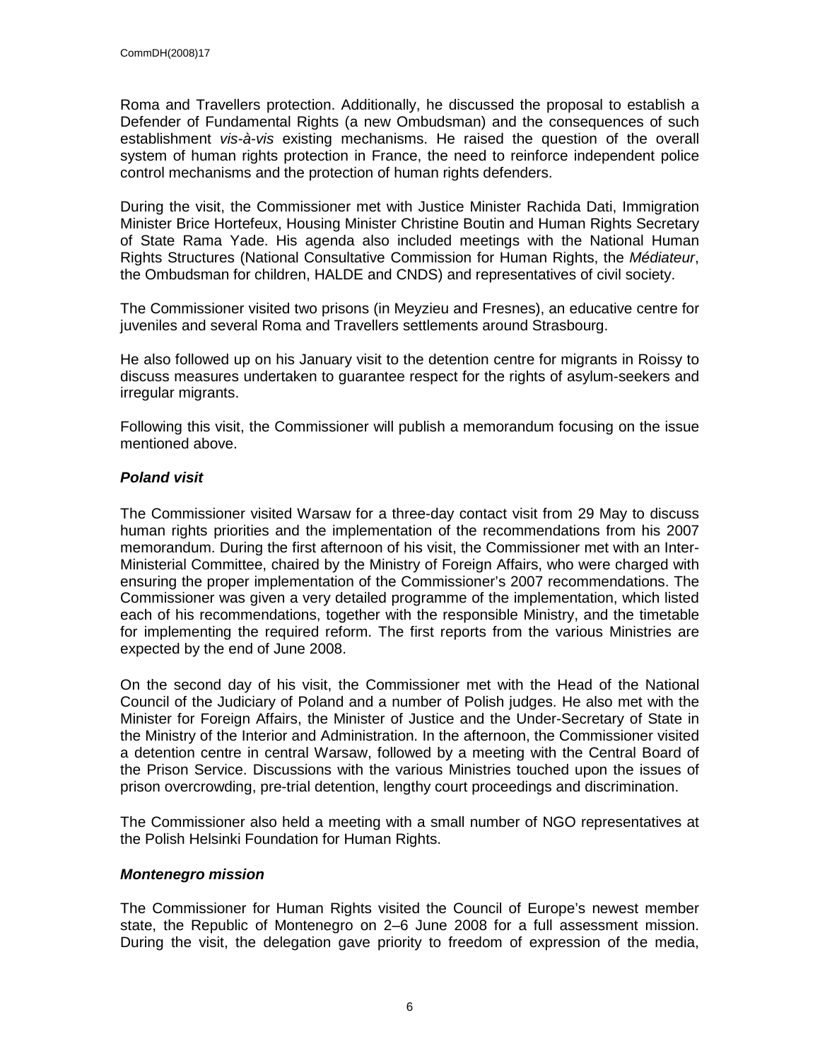Roma and Travellers protection. Additionally, he discussed the proposal to establish a Defender of Fundamental Rights (a new Ombudsman) and the consequences of such establishment *vis-à-vis* existing mechanisms. He raised the question of the overall system of human rights protection in France, the need to reinforce independent police control mechanisms and the protection of human rights defenders.

During the visit, the Commissioner met with Justice Minister Rachida Dati, Immigration Minister Brice Hortefeux, Housing Minister Christine Boutin and Human Rights Secretary of State Rama Yade. His agenda also included meetings with the National Human Rights Structures (National Consultative Commission for Human Rights, the *Médiateur*, the Ombudsman for children, HALDE and CNDS) and representatives of civil society.

The Commissioner visited two prisons (in Meyzieu and Fresnes), an educative centre for juveniles and several Roma and Travellers settlements around Strasbourg.

He also followed up on his January visit to the detention centre for migrants in Roissy to discuss measures undertaken to guarantee respect for the rights of asylum-seekers and irregular migrants.

Following this visit, the Commissioner will publish a memorandum focusing on the issue mentioned above.

### ***Poland visit***

The Commissioner visited Warsaw for a three-day contact visit from 29 May to discuss human rights priorities and the implementation of the recommendations from his 2007 memorandum. During the first afternoon of his visit, the Commissioner met with an Inter-Ministerial Committee, chaired by the Ministry of Foreign Affairs, who were charged with ensuring the proper implementation of the Commissioner's 2007 recommendations. The Commissioner was given a very detailed programme of the implementation, which listed each of his recommendations, together with the responsible Ministry, and the timetable for implementing the required reform. The first reports from the various Ministries are expected by the end of June 2008.

On the second day of his visit, the Commissioner met with the Head of the National Council of the Judiciary of Poland and a number of Polish judges. He also met with the Minister for Foreign Affairs, the Minister of Justice and the Under-Secretary of State in the Ministry of the Interior and Administration. In the afternoon, the Commissioner visited a detention centre in central Warsaw, followed by a meeting with the Central Board of the Prison Service. Discussions with the various Ministries touched upon the issues of prison overcrowding, pre-trial detention, lengthy court proceedings and discrimination.

The Commissioner also held a meeting with a small number of NGO representatives at the Polish Helsinki Foundation for Human Rights.

### ***Montenegro mission***

The Commissioner for Human Rights visited the Council of Europe's newest member state, the Republic of Montenegro on 2–6 June 2008 for a full assessment mission. During the visit, the delegation gave priority to freedom of expression of the media,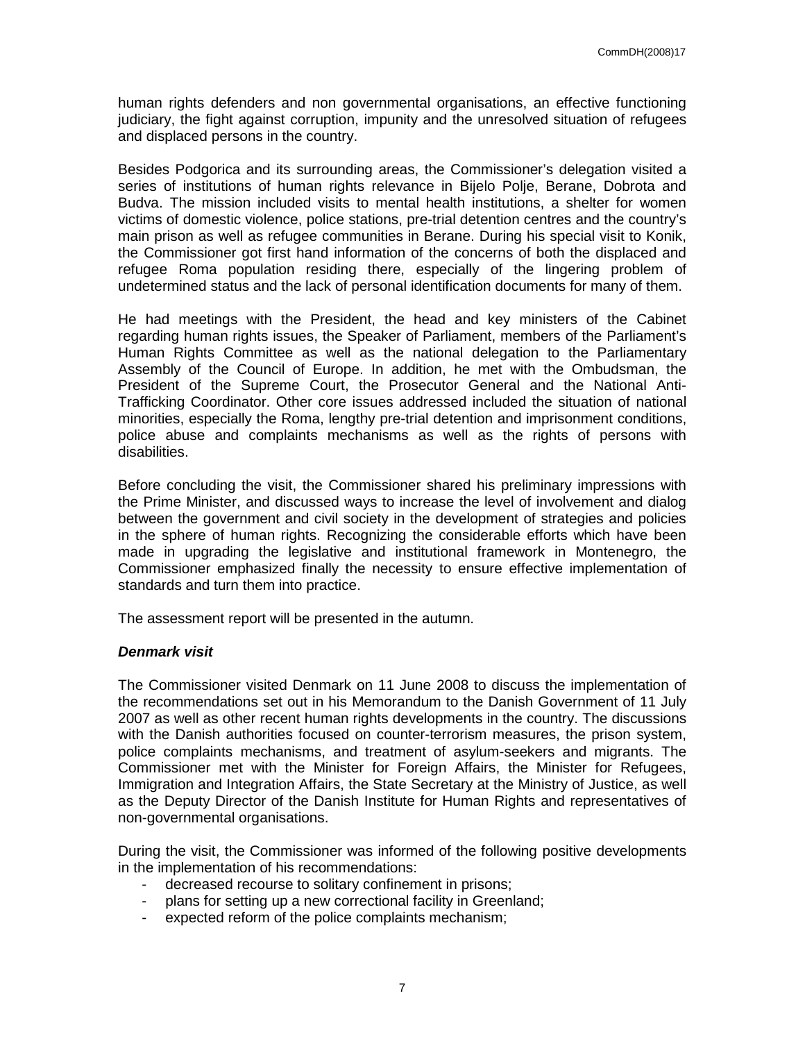human rights defenders and non governmental organisations, an effective functioning judiciary, the fight against corruption, impunity and the unresolved situation of refugees and displaced persons in the country.

Besides Podgorica and its surrounding areas, the Commissioner's delegation visited a series of institutions of human rights relevance in Bijelo Polje, Berane, Dobrota and Budva. The mission included visits to mental health institutions, a shelter for women victims of domestic violence, police stations, pre-trial detention centres and the country's main prison as well as refugee communities in Berane. During his special visit to Konik, the Commissioner got first hand information of the concerns of both the displaced and refugee Roma population residing there, especially of the lingering problem of undetermined status and the lack of personal identification documents for many of them.

He had meetings with the President, the head and key ministers of the Cabinet regarding human rights issues, the Speaker of Parliament, members of the Parliament's Human Rights Committee as well as the national delegation to the Parliamentary Assembly of the Council of Europe. In addition, he met with the Ombudsman, the President of the Supreme Court, the Prosecutor General and the National Anti-Trafficking Coordinator. Other core issues addressed included the situation of national minorities, especially the Roma, lengthy pre-trial detention and imprisonment conditions, police abuse and complaints mechanisms as well as the rights of persons with disabilities.

Before concluding the visit, the Commissioner shared his preliminary impressions with the Prime Minister, and discussed ways to increase the level of involvement and dialog between the government and civil society in the development of strategies and policies in the sphere of human rights. Recognizing the considerable efforts which have been made in upgrading the legislative and institutional framework in Montenegro, the Commissioner emphasized finally the necessity to ensure effective implementation of standards and turn them into practice.

The assessment report will be presented in the autumn.

***Denmark visit***

The Commissioner visited Denmark on 11 June 2008 to discuss the implementation of the recommendations set out in his Memorandum to the Danish Government of 11 July 2007 as well as other recent human rights developments in the country. The discussions with the Danish authorities focused on counter-terrorism measures, the prison system, police complaints mechanisms, and treatment of asylum-seekers and migrants. The Commissioner met with the Minister for Foreign Affairs, the Minister for Refugees, Immigration and Integration Affairs, the State Secretary at the Ministry of Justice, as well as the Deputy Director of the Danish Institute for Human Rights and representatives of non-governmental organisations.

During the visit, the Commissioner was informed of the following positive developments in the implementation of his recommendations:

- decreased recourse to solitary confinement in prisons;
- plans for setting up a new correctional facility in Greenland;
- expected reform of the police complaints mechanism;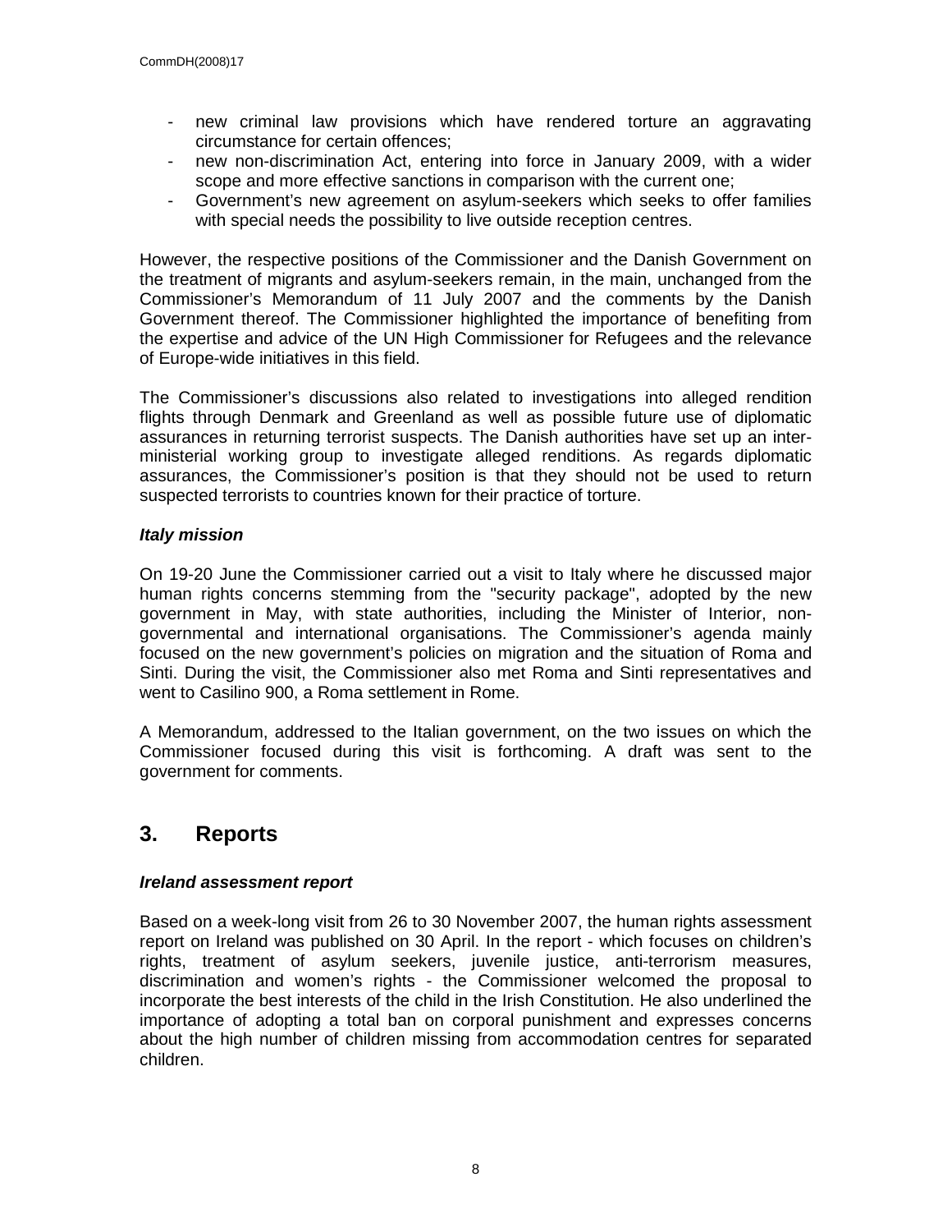- new criminal law provisions which have rendered torture an aggravating circumstance for certain offences;
- new non-discrimination Act, entering into force in January 2009, with a wider scope and more effective sanctions in comparison with the current one;
- Government's new agreement on asylum-seekers which seeks to offer families with special needs the possibility to live outside reception centres.

However, the respective positions of the Commissioner and the Danish Government on the treatment of migrants and asylum-seekers remain, in the main, unchanged from the Commissioner's Memorandum of 11 July 2007 and the comments by the Danish Government thereof. The Commissioner highlighted the importance of benefiting from the expertise and advice of the UN High Commissioner for Refugees and the relevance of Europe-wide initiatives in this field.

The Commissioner's discussions also related to investigations into alleged rendition flights through Denmark and Greenland as well as possible future use of diplomatic assurances in returning terrorist suspects. The Danish authorities have set up an inter-ministerial working group to investigate alleged renditions. As regards diplomatic assurances, the Commissioner's position is that they should not be used to return suspected terrorists to countries known for their practice of torture.

***Italy mission***

On 19-20 June the Commissioner carried out a visit to Italy where he discussed major human rights concerns stemming from the "security package", adopted by the new government in May, with state authorities, including the Minister of Interior, non-governmental and international organisations. The Commissioner's agenda mainly focused on the new government's policies on migration and the situation of Roma and Sinti. During the visit, the Commissioner also met Roma and Sinti representatives and went to Casilino 900, a Roma settlement in Rome.

A Memorandum, addressed to the Italian government, on the two issues on which the Commissioner focused during this visit is forthcoming. A draft was sent to the government for comments.

## 3. Reports

***Ireland assessment report***

Based on a week-long visit from 26 to 30 November 2007, the human rights assessment report on Ireland was published on 30 April. In the report - which focuses on children's rights, treatment of asylum seekers, juvenile justice, anti-terrorism measures, discrimination and women's rights - the Commissioner welcomed the proposal to incorporate the best interests of the child in the Irish Constitution. He also underlined the importance of adopting a total ban on corporal punishment and expresses concerns about the high number of children missing from accommodation centres for separated children.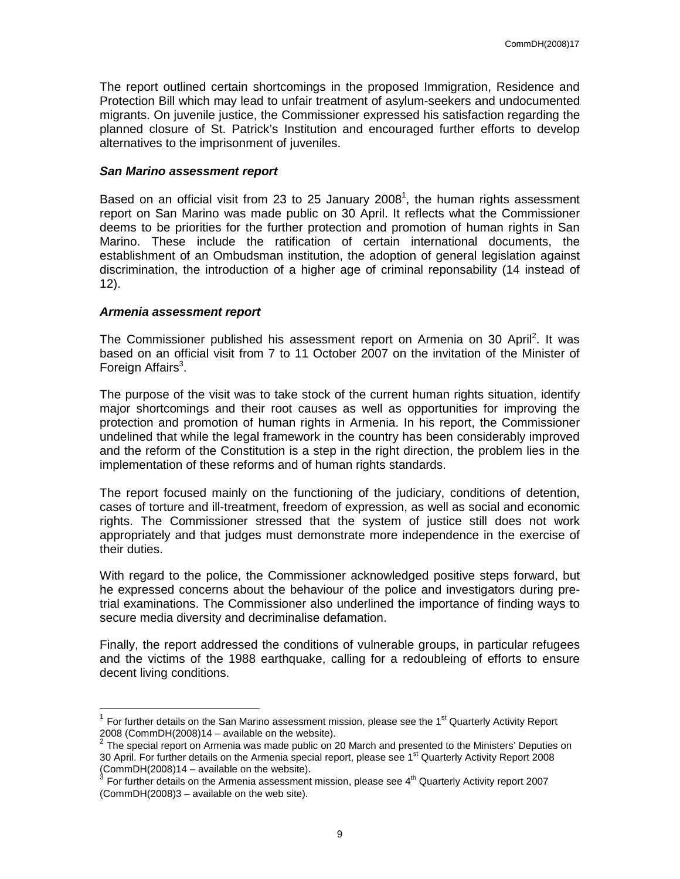The report outlined certain shortcomings in the proposed Immigration, Residence and Protection Bill which may lead to unfair treatment of asylum-seekers and undocumented migrants. On juvenile justice, the Commissioner expressed his satisfaction regarding the planned closure of St. Patrick's Institution and encouraged further efforts to develop alternatives to the imprisonment of juveniles.

***San Marino assessment report***

Based on an official visit from 23 to 25 January 2008[1], the human rights assessment report on San Marino was made public on 30 April. It reflects what the Commissioner deems to be priorities for the further protection and promotion of human rights in San Marino. These include the ratification of certain international documents, the establishment of an Ombudsman institution, the adoption of general legislation against discrimination, the introduction of a higher age of criminal reponsability (14 instead of 12).

***Armenia assessment report***

The Commissioner published his assessment report on Armenia on 30 April[2]. It was based on an official visit from 7 to 11 October 2007 on the invitation of the Minister of Foreign Affairs[3].

The purpose of the visit was to take stock of the current human rights situation, identify major shortcomings and their root causes as well as opportunities for improving the protection and promotion of human rights in Armenia. In his report, the Commissioner undelined that while the legal framework in the country has been considerably improved and the reform of the Constitution is a step in the right direction, the problem lies in the implementation of these reforms and of human rights standards.

The report focused mainly on the functioning of the judiciary, conditions of detention, cases of torture and ill-treatment, freedom of expression, as well as social and economic rights. The Commissioner stressed that the system of justice still does not work appropriately and that judges must demonstrate more independence in the exercise of their duties.

With regard to the police, the Commissioner acknowledged positive steps forward, but he expressed concerns about the behaviour of the police and investigators during pre-trial examinations. The Commissioner also underlined the importance of finding ways to secure media diversity and decriminalise defamation.

Finally, the report addressed the conditions of vulnerable groups, in particular refugees and the victims of the 1988 earthquake, calling for a redoubleing of efforts to ensure decent living conditions.

---

[1] For further details on the San Marino assessment mission, please see the 1st Quarterly Activity Report 2008 (CommDH(2008)14 – available on the website).

[2] The special report on Armenia was made public on 20 March and presented to the Ministers' Deputies on 30 April. For further details on the Armenia special report, please see 1st Quarterly Activity Report 2008 (CommDH(2008)14 – available on the website).

[3] For further details on the Armenia assessment mission, please see 4th Quarterly Activity report 2007 (CommDH(2008)3 – available on the web site).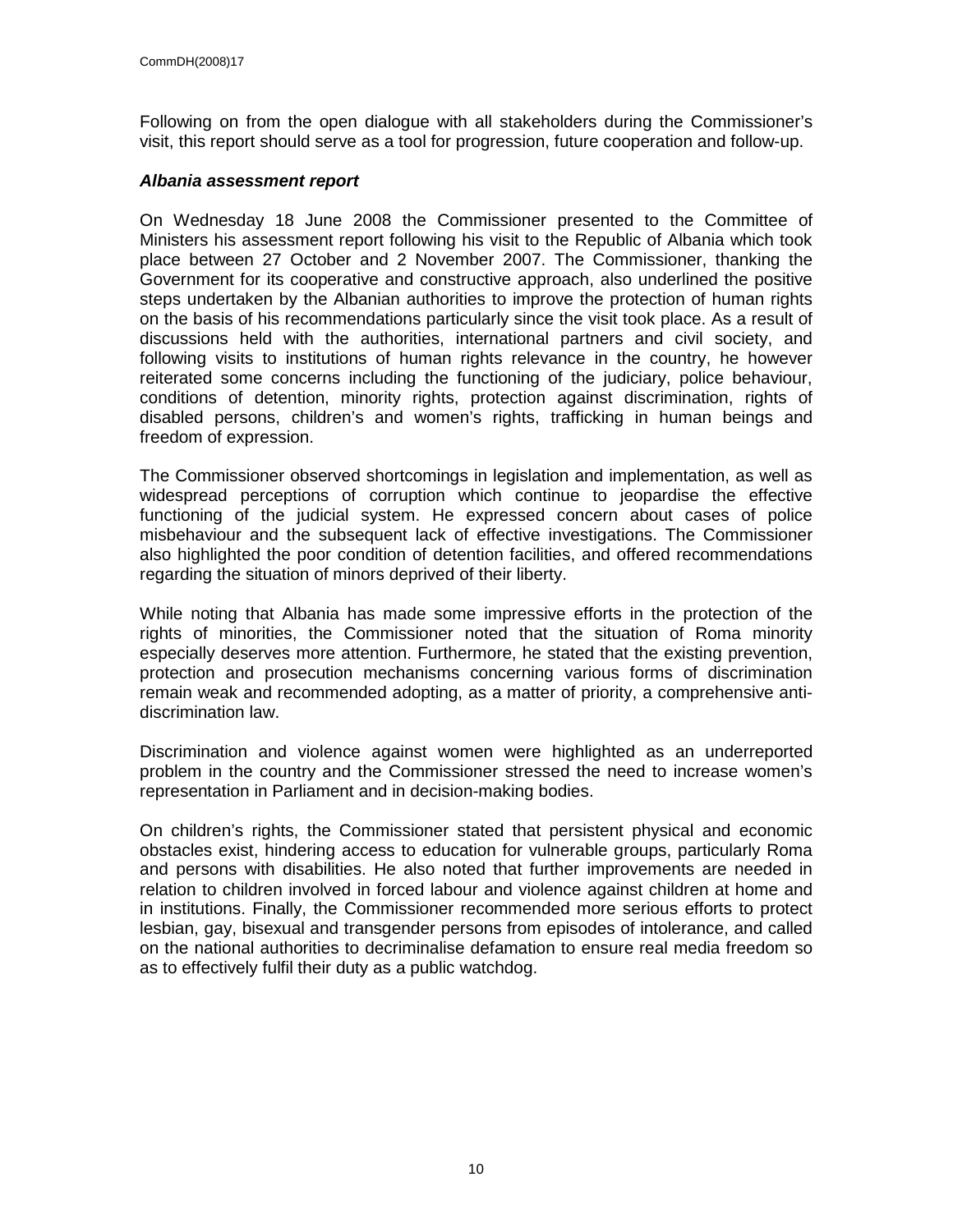Following on from the open dialogue with all stakeholders during the Commissioner's visit, this report should serve as a tool for progression, future cooperation and follow-up.

***Albania assessment report***

On Wednesday 18 June 2008 the Commissioner presented to the Committee of Ministers his assessment report following his visit to the Republic of Albania which took place between 27 October and 2 November 2007. The Commissioner, thanking the Government for its cooperative and constructive approach, also underlined the positive steps undertaken by the Albanian authorities to improve the protection of human rights on the basis of his recommendations particularly since the visit took place. As a result of discussions held with the authorities, international partners and civil society, and following visits to institutions of human rights relevance in the country, he however reiterated some concerns including the functioning of the judiciary, police behaviour, conditions of detention, minority rights, protection against discrimination, rights of disabled persons, children's and women's rights, trafficking in human beings and freedom of expression.

The Commissioner observed shortcomings in legislation and implementation, as well as widespread perceptions of corruption which continue to jeopardise the effective functioning of the judicial system. He expressed concern about cases of police misbehaviour and the subsequent lack of effective investigations. The Commissioner also highlighted the poor condition of detention facilities, and offered recommendations regarding the situation of minors deprived of their liberty.

While noting that Albania has made some impressive efforts in the protection of the rights of minorities, the Commissioner noted that the situation of Roma minority especially deserves more attention. Furthermore, he stated that the existing prevention, protection and prosecution mechanisms concerning various forms of discrimination remain weak and recommended adopting, as a matter of priority, a comprehensive anti-discrimination law.

Discrimination and violence against women were highlighted as an underreported problem in the country and the Commissioner stressed the need to increase women's representation in Parliament and in decision-making bodies.

On children's rights, the Commissioner stated that persistent physical and economic obstacles exist, hindering access to education for vulnerable groups, particularly Roma and persons with disabilities. He also noted that further improvements are needed in relation to children involved in forced labour and violence against children at home and in institutions. Finally, the Commissioner recommended more serious efforts to protect lesbian, gay, bisexual and transgender persons from episodes of intolerance, and called on the national authorities to decriminalise defamation to ensure real media freedom so as to effectively fulfil their duty as a public watchdog.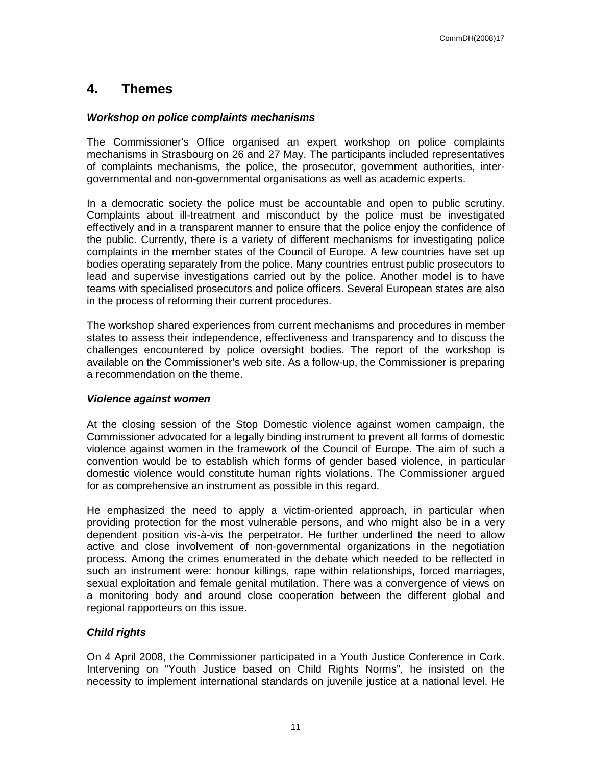## 4. Themes

### *Workshop on police complaints mechanisms*

The Commissioner's Office organised an expert workshop on police complaints mechanisms in Strasbourg on 26 and 27 May. The participants included representatives of complaints mechanisms, the police, the prosecutor, government authorities, inter-governmental and non-governmental organisations as well as academic experts.

In a democratic society the police must be accountable and open to public scrutiny. Complaints about ill-treatment and misconduct by the police must be investigated effectively and in a transparent manner to ensure that the police enjoy the confidence of the public. Currently, there is a variety of different mechanisms for investigating police complaints in the member states of the Council of Europe. A few countries have set up bodies operating separately from the police. Many countries entrust public prosecutors to lead and supervise investigations carried out by the police. Another model is to have teams with specialised prosecutors and police officers. Several European states are also in the process of reforming their current procedures.

The workshop shared experiences from current mechanisms and procedures in member states to assess their independence, effectiveness and transparency and to discuss the challenges encountered by police oversight bodies. The report of the workshop is available on the Commissioner's web site. As a follow-up, the Commissioner is preparing a recommendation on the theme.

### *Violence against women*

At the closing session of the Stop Domestic violence against women campaign, the Commissioner advocated for a legally binding instrument to prevent all forms of domestic violence against women in the framework of the Council of Europe. The aim of such a convention would be to establish which forms of gender based violence, in particular domestic violence would constitute human rights violations. The Commissioner argued for as comprehensive an instrument as possible in this regard.

He emphasized the need to apply a victim-oriented approach, in particular when providing protection for the most vulnerable persons, and who might also be in a very dependent position vis-à-vis the perpetrator. He further underlined the need to allow active and close involvement of non-governmental organizations in the negotiation process. Among the crimes enumerated in the debate which needed to be reflected in such an instrument were: honour killings, rape within relationships, forced marriages, sexual exploitation and female genital mutilation. There was a convergence of views on a monitoring body and around close cooperation between the different global and regional rapporteurs on this issue.

### *Child rights*

On 4 April 2008, the Commissioner participated in a Youth Justice Conference in Cork. Intervening on “Youth Justice based on Child Rights Norms”, he insisted on the necessity to implement international standards on juvenile justice at a national level. He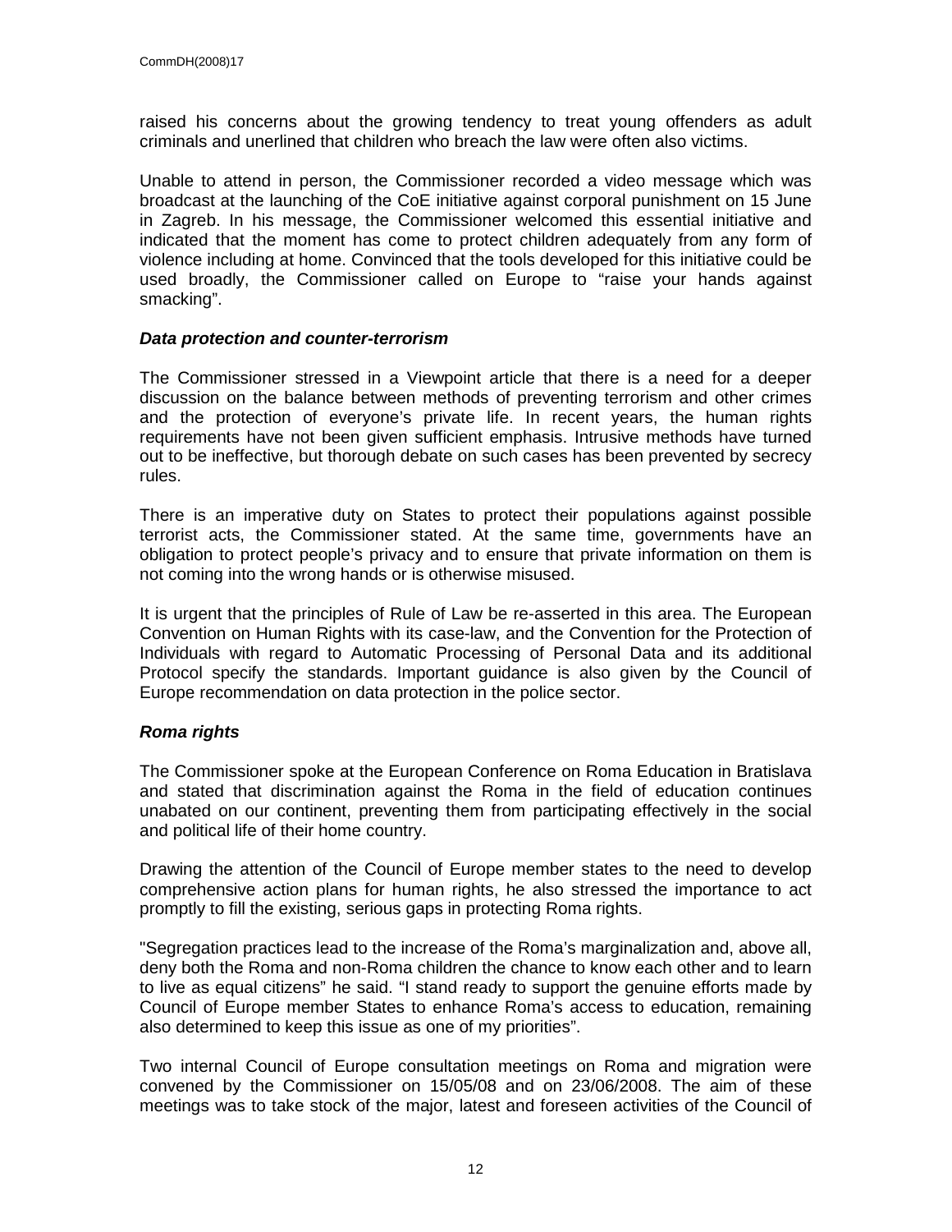raised his concerns about the growing tendency to treat young offenders as adult criminals and unerlined that children who breach the law were often also victims.

Unable to attend in person, the Commissioner recorded a video message which was broadcast at the launching of the CoE initiative against corporal punishment on 15 June in Zagreb. In his message, the Commissioner welcomed this essential initiative and indicated that the moment has come to protect children adequately from any form of violence including at home. Convinced that the tools developed for this initiative could be used broadly, the Commissioner called on Europe to "raise your hands against smacking".

### *Data protection and counter-terrorism*

The Commissioner stressed in a Viewpoint article that there is a need for a deeper discussion on the balance between methods of preventing terrorism and other crimes and the protection of everyone's private life. In recent years, the human rights requirements have not been given sufficient emphasis. Intrusive methods have turned out to be ineffective, but thorough debate on such cases has been prevented by secrecy rules.

There is an imperative duty on States to protect their populations against possible terrorist acts, the Commissioner stated. At the same time, governments have an obligation to protect people's privacy and to ensure that private information on them is not coming into the wrong hands or is otherwise misused.

It is urgent that the principles of Rule of Law be re-asserted in this area. The European Convention on Human Rights with its case-law, and the Convention for the Protection of Individuals with regard to Automatic Processing of Personal Data and its additional Protocol specify the standards. Important guidance is also given by the Council of Europe recommendation on data protection in the police sector.

### *Roma rights*

The Commissioner spoke at the European Conference on Roma Education in Bratislava and stated that discrimination against the Roma in the field of education continues unabated on our continent, preventing them from participating effectively in the social and political life of their home country.

Drawing the attention of the Council of Europe member states to the need to develop comprehensive action plans for human rights, he also stressed the importance to act promptly to fill the existing, serious gaps in protecting Roma rights.

"Segregation practices lead to the increase of the Roma's marginalization and, above all, deny both the Roma and non-Roma children the chance to know each other and to learn to live as equal citizens" he said. "I stand ready to support the genuine efforts made by Council of Europe member States to enhance Roma's access to education, remaining also determined to keep this issue as one of my priorities".

Two internal Council of Europe consultation meetings on Roma and migration were convened by the Commissioner on 15/05/08 and on 23/06/2008. The aim of these meetings was to take stock of the major, latest and foreseen activities of the Council of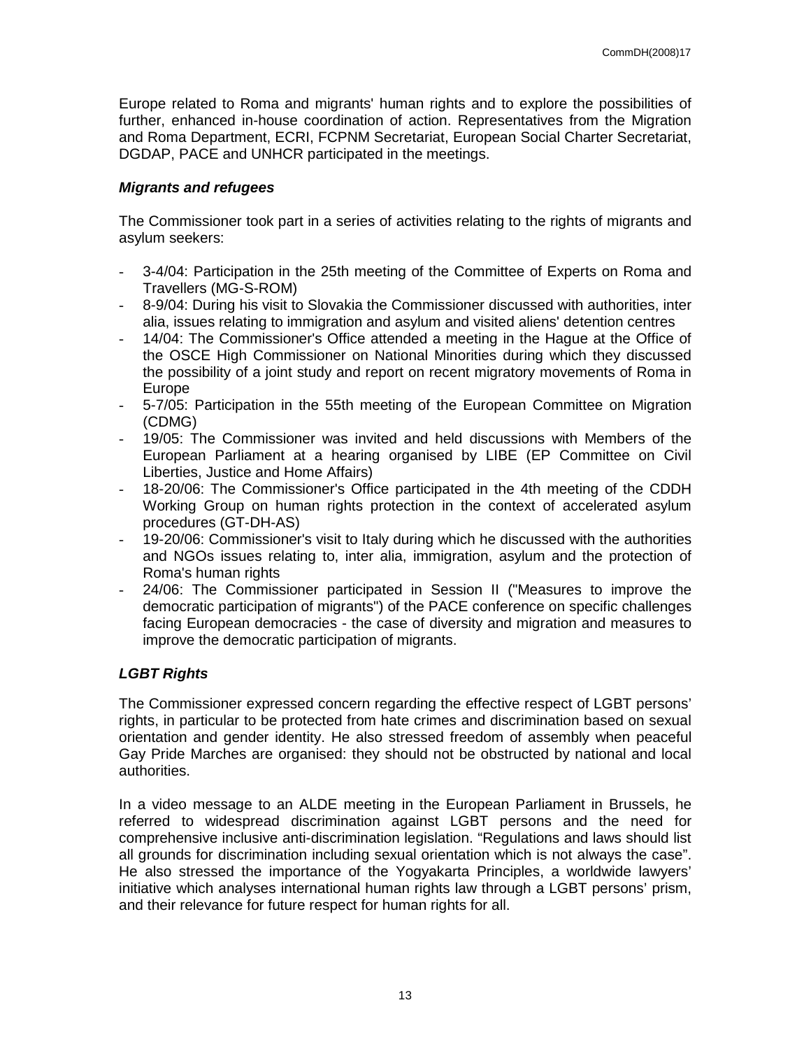Europe related to Roma and migrants' human rights and to explore the possibilities of further, enhanced in-house coordination of action. Representatives from the Migration and Roma Department, ECRI, FCPNM Secretariat, European Social Charter Secretariat, DGDAP, PACE and UNHCR participated in the meetings.

### *Migrants and refugees*

The Commissioner took part in a series of activities relating to the rights of migrants and asylum seekers:

- 3-4/04: Participation in the 25th meeting of the Committee of Experts on Roma and Travellers (MG-S-ROM)
- 8-9/04: During his visit to Slovakia the Commissioner discussed with authorities, inter alia, issues relating to immigration and asylum and visited aliens' detention centres
- 14/04: The Commissioner's Office attended a meeting in the Hague at the Office of the OSCE High Commissioner on National Minorities during which they discussed the possibility of a joint study and report on recent migratory movements of Roma in Europe
- 5-7/05: Participation in the 55th meeting of the European Committee on Migration (CDMG)
- 19/05: The Commissioner was invited and held discussions with Members of the European Parliament at a hearing organised by LIBE (EP Committee on Civil Liberties, Justice and Home Affairs)
- 18-20/06: The Commissioner's Office participated in the 4th meeting of the CDDH Working Group on human rights protection in the context of accelerated asylum procedures (GT-DH-AS)
- 19-20/06: Commissioner's visit to Italy during which he discussed with the authorities and NGOs issues relating to, inter alia, immigration, asylum and the protection of Roma's human rights
- 24/06: The Commissioner participated in Session II ("Measures to improve the democratic participation of migrants") of the PACE conference on specific challenges facing European democracies - the case of diversity and migration and measures to improve the democratic participation of migrants.

### *LGBT Rights*

The Commissioner expressed concern regarding the effective respect of LGBT persons' rights, in particular to be protected from hate crimes and discrimination based on sexual orientation and gender identity. He also stressed freedom of assembly when peaceful Gay Pride Marches are organised: they should not be obstructed by national and local authorities.

In a video message to an ALDE meeting in the European Parliament in Brussels, he referred to widespread discrimination against LGBT persons and the need for comprehensive inclusive anti-discrimination legislation. "Regulations and laws should list all grounds for discrimination including sexual orientation which is not always the case". He also stressed the importance of the Yogyakarta Principles, a worldwide lawyers' initiative which analyses international human rights law through a LGBT persons' prism, and their relevance for future respect for human rights for all.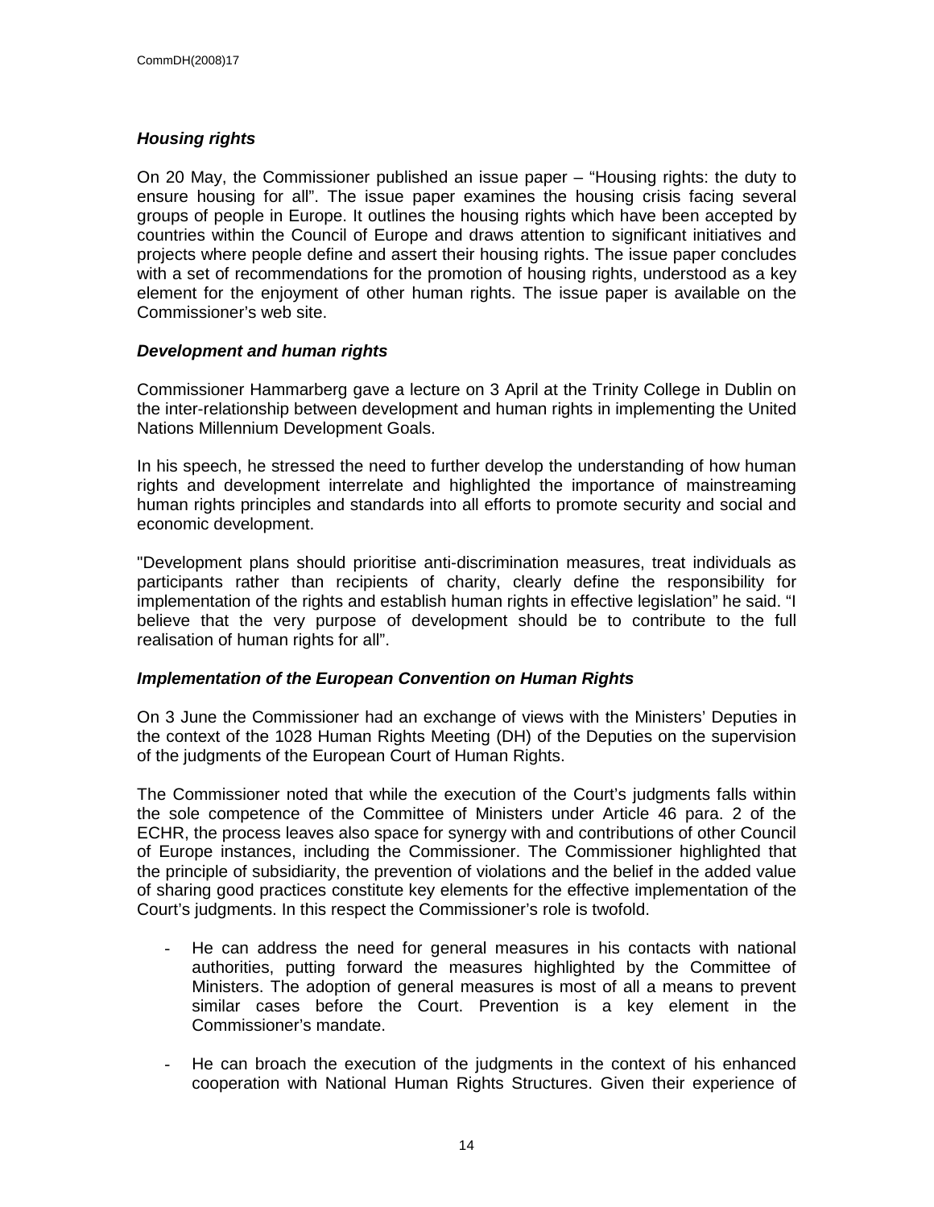### ***Housing rights***

On 20 May, the Commissioner published an issue paper – "Housing rights: the duty to ensure housing for all". The issue paper examines the housing crisis facing several groups of people in Europe. It outlines the housing rights which have been accepted by countries within the Council of Europe and draws attention to significant initiatives and projects where people define and assert their housing rights. The issue paper concludes with a set of recommendations for the promotion of housing rights, understood as a key element for the enjoyment of other human rights. The issue paper is available on the Commissioner's web site.

### ***Development and human rights***

Commissioner Hammarberg gave a lecture on 3 April at the Trinity College in Dublin on the inter-relationship between development and human rights in implementing the United Nations Millennium Development Goals.

In his speech, he stressed the need to further develop the understanding of how human rights and development interrelate and highlighted the importance of mainstreaming human rights principles and standards into all efforts to promote security and social and economic development.

"Development plans should prioritise anti-discrimination measures, treat individuals as participants rather than recipients of charity, clearly define the responsibility for implementation of the rights and establish human rights in effective legislation" he said. "I believe that the very purpose of development should be to contribute to the full realisation of human rights for all".

### ***Implementation of the European Convention on Human Rights***

On 3 June the Commissioner had an exchange of views with the Ministers' Deputies in the context of the 1028 Human Rights Meeting (DH) of the Deputies on the supervision of the judgments of the European Court of Human Rights.

The Commissioner noted that while the execution of the Court's judgments falls within the sole competence of the Committee of Ministers under Article 46 para. 2 of the ECHR, the process leaves also space for synergy with and contributions of other Council of Europe instances, including the Commissioner. The Commissioner highlighted that the principle of subsidiarity, the prevention of violations and the belief in the added value of sharing good practices constitute key elements for the effective implementation of the Court's judgments. In this respect the Commissioner's role is twofold.

- He can address the need for general measures in his contacts with national authorities, putting forward the measures highlighted by the Committee of Ministers. The adoption of general measures is most of all a means to prevent similar cases before the Court. Prevention is a key element in the Commissioner's mandate.

- He can broach the execution of the judgments in the context of his enhanced cooperation with National Human Rights Structures. Given their experience of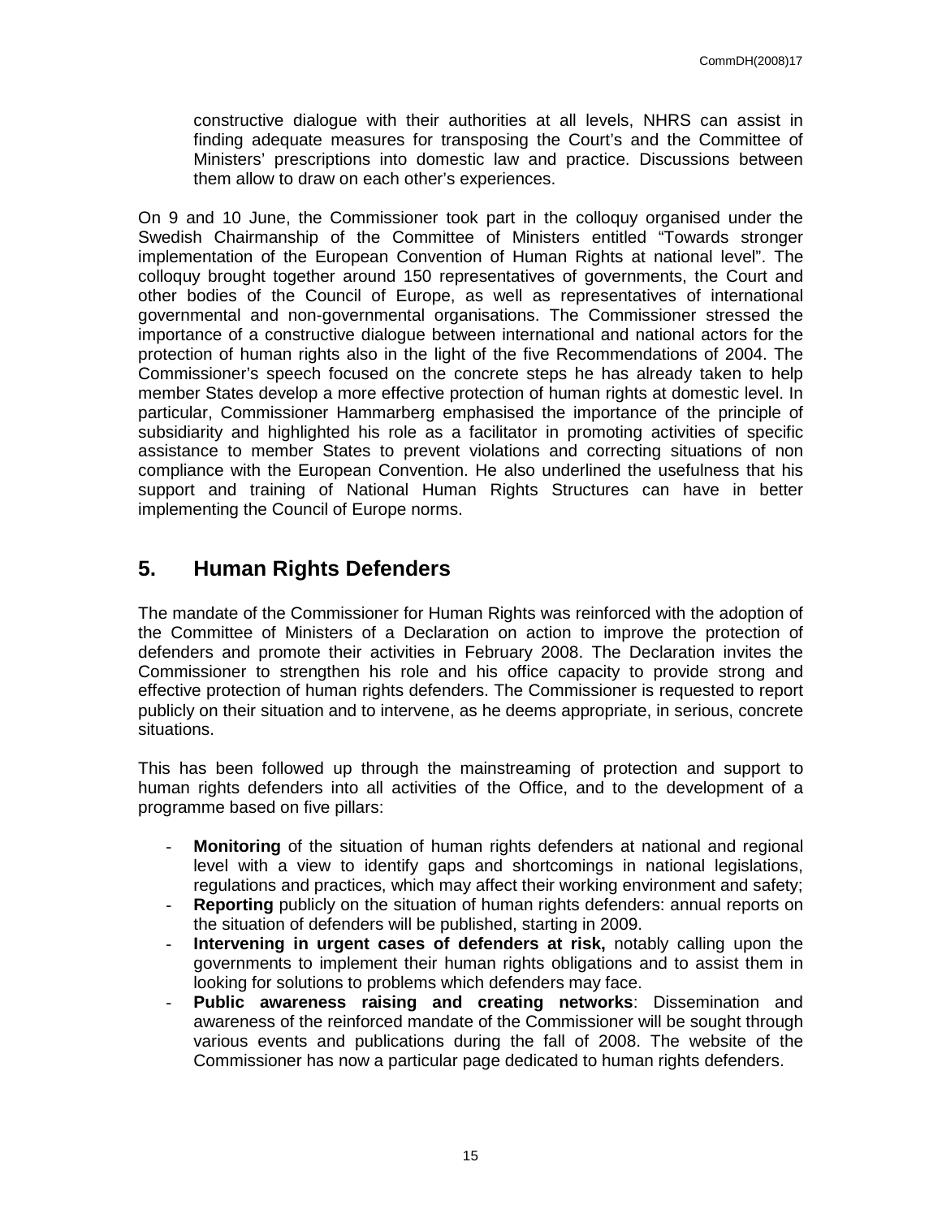constructive dialogue with their authorities at all levels, NHRS can assist in finding adequate measures for transposing the Court's and the Committee of Ministers' prescriptions into domestic law and practice. Discussions between them allow to draw on each other's experiences.

On 9 and 10 June, the Commissioner took part in the colloquy organised under the Swedish Chairmanship of the Committee of Ministers entitled "Towards stronger implementation of the European Convention of Human Rights at national level". The colloquy brought together around 150 representatives of governments, the Court and other bodies of the Council of Europe, as well as representatives of international governmental and non-governmental organisations. The Commissioner stressed the importance of a constructive dialogue between international and national actors for the protection of human rights also in the light of the five Recommendations of 2004. The Commissioner's speech focused on the concrete steps he has already taken to help member States develop a more effective protection of human rights at domestic level. In particular, Commissioner Hammarberg emphasised the importance of the principle of subsidiarity and highlighted his role as a facilitator in promoting activities of specific assistance to member States to prevent violations and correcting situations of non compliance with the European Convention. He also underlined the usefulness that his support and training of National Human Rights Structures can have in better implementing the Council of Europe norms.

## 5. Human Rights Defenders

The mandate of the Commissioner for Human Rights was reinforced with the adoption of the Committee of Ministers of a Declaration on action to improve the protection of defenders and promote their activities in February 2008. The Declaration invites the Commissioner to strengthen his role and his office capacity to provide strong and effective protection of human rights defenders. The Commissioner is requested to report publicly on their situation and to intervene, as he deems appropriate, in serious, concrete situations.

This has been followed up through the mainstreaming of protection and support to human rights defenders into all activities of the Office, and to the development of a programme based on five pillars:

- **Monitoring** of the situation of human rights defenders at national and regional level with a view to identify gaps and shortcomings in national legislations, regulations and practices, which may affect their working environment and safety;
- **Reporting** publicly on the situation of human rights defenders: annual reports on the situation of defenders will be published, starting in 2009.
- **Intervening in urgent cases of defenders at risk,** notably calling upon the governments to implement their human rights obligations and to assist them in looking for solutions to problems which defenders may face.
- **Public awareness raising and creating networks**: Dissemination and awareness of the reinforced mandate of the Commissioner will be sought through various events and publications during the fall of 2008. The website of the Commissioner has now a particular page dedicated to human rights defenders.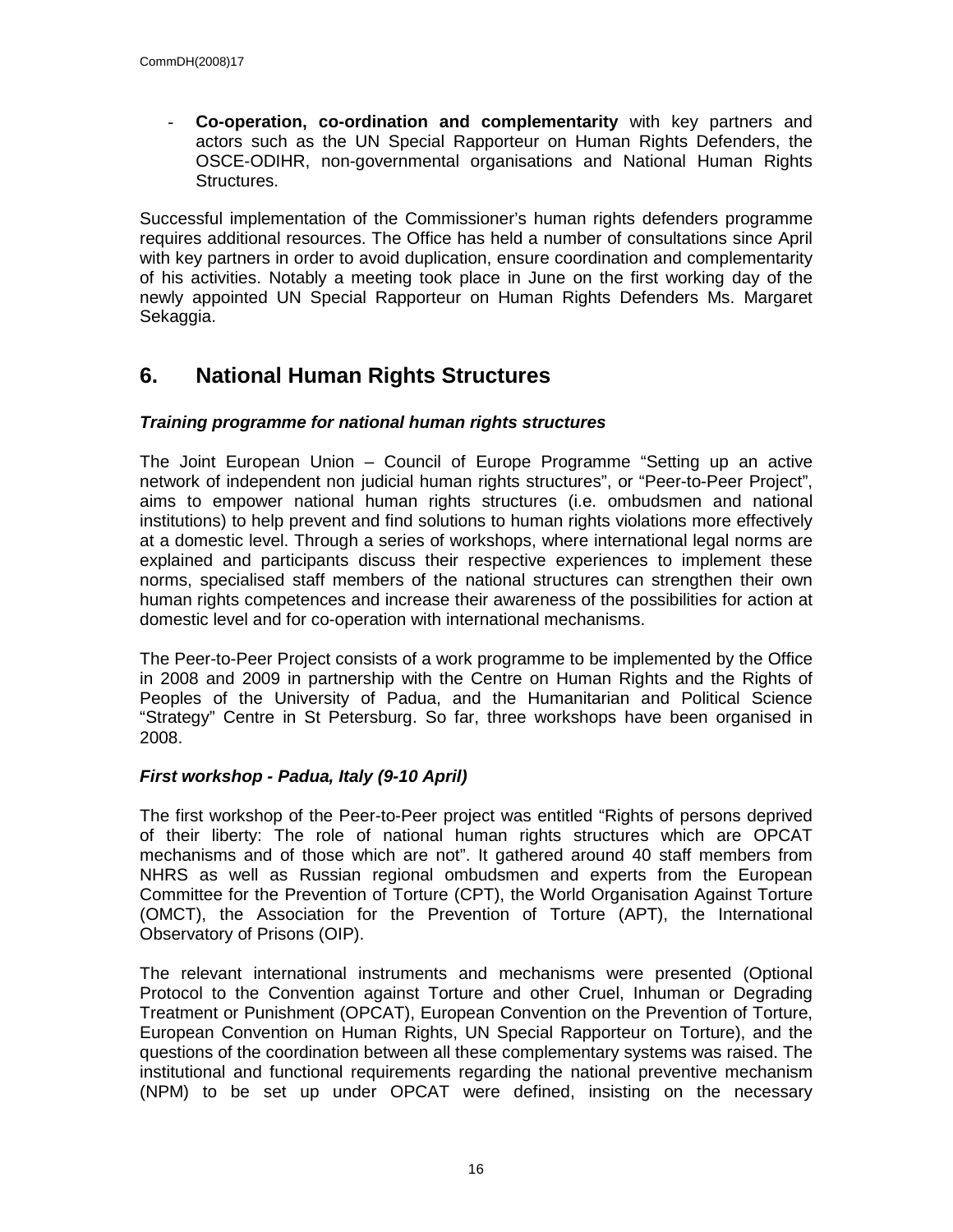- **Co-operation, co-ordination and complementarity** with key partners and actors such as the UN Special Rapporteur on Human Rights Defenders, the OSCE-ODIHR, non-governmental organisations and National Human Rights Structures.

Successful implementation of the Commissioner's human rights defenders programme requires additional resources. The Office has held a number of consultations since April with key partners in order to avoid duplication, ensure coordination and complementarity of his activities. Notably a meeting took place in June on the first working day of the newly appointed UN Special Rapporteur on Human Rights Defenders Ms. Margaret Sekaggia.

## 6. National Human Rights Structures

### *Training programme for national human rights structures*

The Joint European Union – Council of Europe Programme "Setting up an active network of independent non judicial human rights structures", or "Peer-to-Peer Project", aims to empower national human rights structures (i.e. ombudsmen and national institutions) to help prevent and find solutions to human rights violations more effectively at a domestic level. Through a series of workshops, where international legal norms are explained and participants discuss their respective experiences to implement these norms, specialised staff members of the national structures can strengthen their own human rights competences and increase their awareness of the possibilities for action at domestic level and for co-operation with international mechanisms.

The Peer-to-Peer Project consists of a work programme to be implemented by the Office in 2008 and 2009 in partnership with the Centre on Human Rights and the Rights of Peoples of the University of Padua, and the Humanitarian and Political Science "Strategy" Centre in St Petersburg. So far, three workshops have been organised in 2008.

### *First workshop - Padua, Italy (9-10 April)*

The first workshop of the Peer-to-Peer project was entitled "Rights of persons deprived of their liberty: The role of national human rights structures which are OPCAT mechanisms and of those which are not". It gathered around 40 staff members from NHRS as well as Russian regional ombudsmen and experts from the European Committee for the Prevention of Torture (CPT), the World Organisation Against Torture (OMCT), the Association for the Prevention of Torture (APT), the International Observatory of Prisons (OIP).

The relevant international instruments and mechanisms were presented (Optional Protocol to the Convention against Torture and other Cruel, Inhuman or Degrading Treatment or Punishment (OPCAT), European Convention on the Prevention of Torture, European Convention on Human Rights, UN Special Rapporteur on Torture), and the questions of the coordination between all these complementary systems was raised. The institutional and functional requirements regarding the national preventive mechanism (NPM) to be set up under OPCAT were defined, insisting on the necessary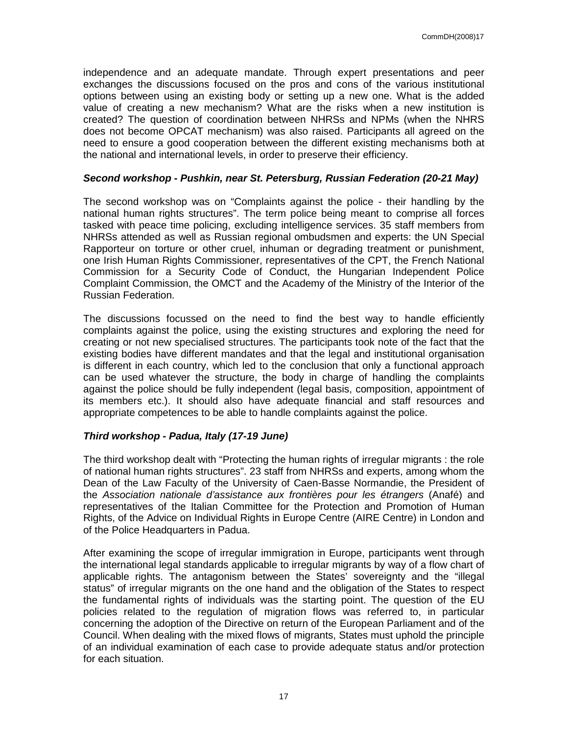independence and an adequate mandate. Through expert presentations and peer exchanges the discussions focused on the pros and cons of the various institutional options between using an existing body or setting up a new one. What is the added value of creating a new mechanism? What are the risks when a new institution is created? The question of coordination between NHRSs and NPMs (when the NHRS does not become OPCAT mechanism) was also raised. Participants all agreed on the need to ensure a good cooperation between the different existing mechanisms both at the national and international levels, in order to preserve their efficiency.

***Second workshop - Pushkin, near St. Petersburg, Russian Federation (20-21 May)***

The second workshop was on "Complaints against the police - their handling by the national human rights structures". The term police being meant to comprise all forces tasked with peace time policing, excluding intelligence services. 35 staff members from NHRSs attended as well as Russian regional ombudsmen and experts: the UN Special Rapporteur on torture or other cruel, inhuman or degrading treatment or punishment, one Irish Human Rights Commissioner, representatives of the CPT, the French National Commission for a Security Code of Conduct, the Hungarian Independent Police Complaint Commission, the OMCT and the Academy of the Ministry of the Interior of the Russian Federation.

The discussions focussed on the need to find the best way to handle efficiently complaints against the police, using the existing structures and exploring the need for creating or not new specialised structures. The participants took note of the fact that the existing bodies have different mandates and that the legal and institutional organisation is different in each country, which led to the conclusion that only a functional approach can be used whatever the structure, the body in charge of handling the complaints against the police should be fully independent (legal basis, composition, appointment of its members etc.). It should also have adequate financial and staff resources and appropriate competences to be able to handle complaints against the police.

***Third workshop - Padua, Italy (17-19 June)***

The third workshop dealt with "Protecting the human rights of irregular migrants : the role of national human rights structures". 23 staff from NHRSs and experts, among whom the Dean of the Law Faculty of the University of Caen-Basse Normandie, the President of the *Association nationale d'assistance aux frontières pour les étrangers* (Anafé) and representatives of the Italian Committee for the Protection and Promotion of Human Rights, of the Advice on Individual Rights in Europe Centre (AIRE Centre) in London and of the Police Headquarters in Padua.

After examining the scope of irregular immigration in Europe, participants went through the international legal standards applicable to irregular migrants by way of a flow chart of applicable rights. The antagonism between the States' sovereignty and the "illegal status" of irregular migrants on the one hand and the obligation of the States to respect the fundamental rights of individuals was the starting point. The question of the EU policies related to the regulation of migration flows was referred to, in particular concerning the adoption of the Directive on return of the European Parliament and of the Council. When dealing with the mixed flows of migrants, States must uphold the principle of an individual examination of each case to provide adequate status and/or protection for each situation.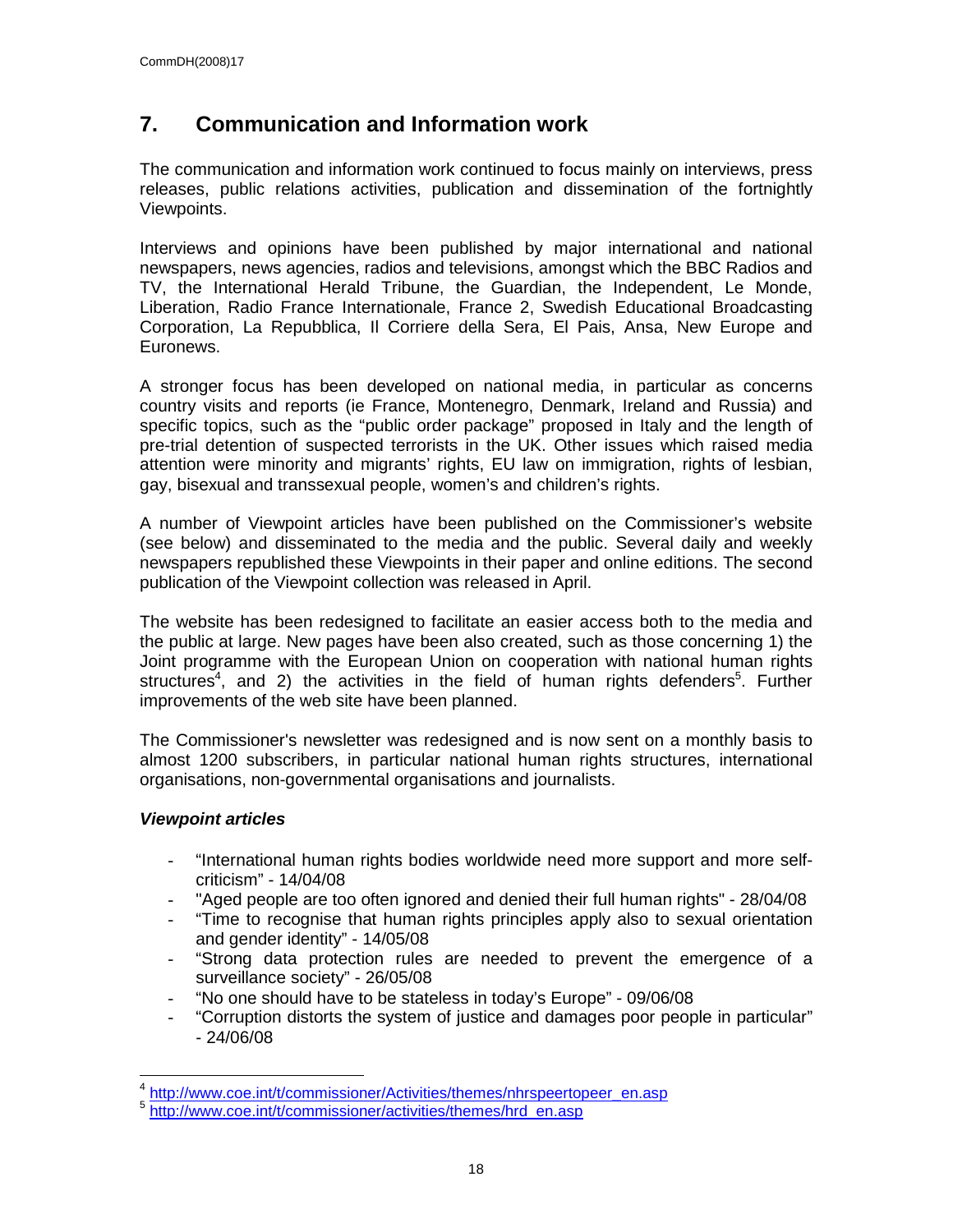## 7. Communication and Information work

The communication and information work continued to focus mainly on interviews, press releases, public relations activities, publication and dissemination of the fortnightly Viewpoints.

Interviews and opinions have been published by major international and national newspapers, news agencies, radios and televisions, amongst which the BBC Radios and TV, the International Herald Tribune, the Guardian, the Independent, Le Monde, Liberation, Radio France Internationale, France 2, Swedish Educational Broadcasting Corporation, La Repubblica, Il Corriere della Sera, El Pais, Ansa, New Europe and Euronews.

A stronger focus has been developed on national media, in particular as concerns country visits and reports (ie France, Montenegro, Denmark, Ireland and Russia) and specific topics, such as the "public order package" proposed in Italy and the length of pre-trial detention of suspected terrorists in the UK. Other issues which raised media attention were minority and migrants' rights, EU law on immigration, rights of lesbian, gay, bisexual and transsexual people, women's and children's rights.

A number of Viewpoint articles have been published on the Commissioner's website (see below) and disseminated to the media and the public. Several daily and weekly newspapers republished these Viewpoints in their paper and online editions. The second publication of the Viewpoint collection was released in April.

The website has been redesigned to facilitate an easier access both to the media and the public at large. New pages have been also created, such as those concerning 1) the Joint programme with the European Union on cooperation with national human rights structures[4], and 2) the activities in the field of human rights defenders[5]. Further improvements of the web site have been planned.

The Commissioner's newsletter was redesigned and is now sent on a monthly basis to almost 1200 subscribers, in particular national human rights structures, international organisations, non-governmental organisations and journalists.

***Viewpoint articles***

- "International human rights bodies worldwide need more support and more self-criticism" - 14/04/08
- "Aged people are too often ignored and denied their full human rights" - 28/04/08
- "Time to recognise that human rights principles apply also to sexual orientation and gender identity" - 14/05/08
- "Strong data protection rules are needed to prevent the emergence of a surveillance society" - 26/05/08
- "No one should have to be stateless in today's Europe" - 09/06/08
- "Corruption distorts the system of justice and damages poor people in particular" - 24/06/08

---

[4] http://www.coe.int/t/commissioner/Activities/themes/nhrspeertopeer_en.asp

[5] http://www.coe.int/t/commissioner/activities/themes/hrd_en.asp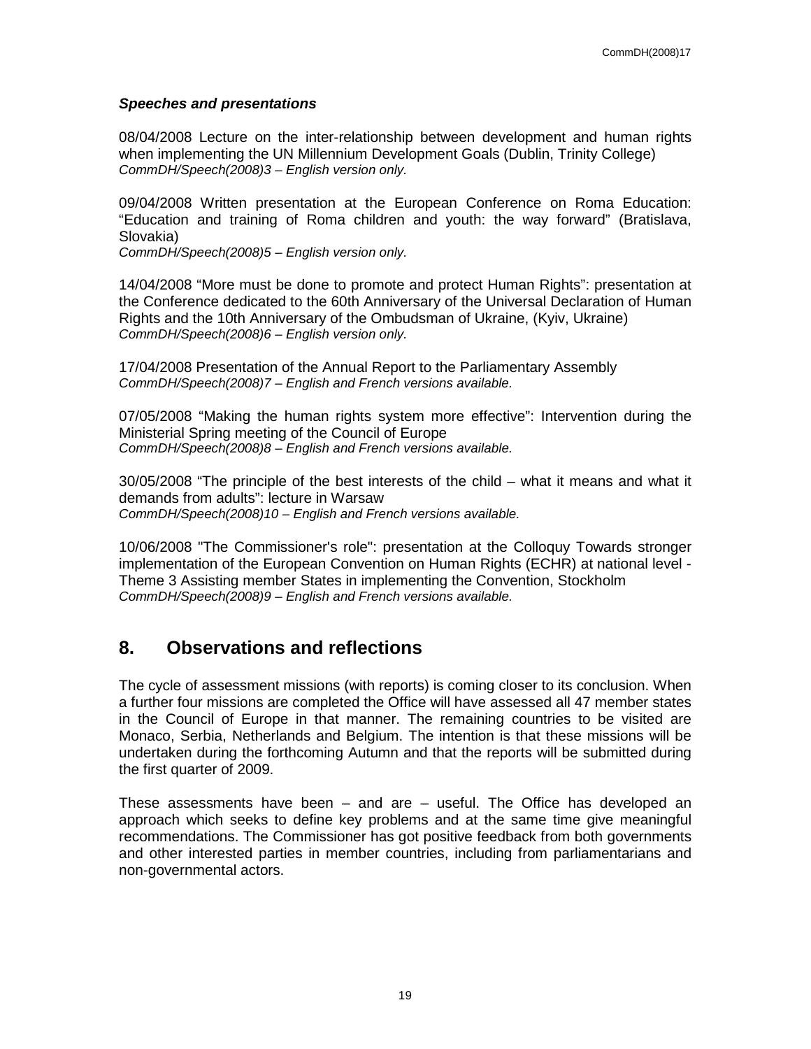***Speeches and presentations***

08/04/2008 Lecture on the inter-relationship between development and human rights when implementing the UN Millennium Development Goals (Dublin, Trinity College)
*CommDH/Speech(2008)3 – English version only.*

09/04/2008 Written presentation at the European Conference on Roma Education: "Education and training of Roma children and youth: the way forward" (Bratislava, Slovakia)
*CommDH/Speech(2008)5 – English version only.*

14/04/2008 "More must be done to promote and protect Human Rights": presentation at the Conference dedicated to the 60th Anniversary of the Universal Declaration of Human Rights and the 10th Anniversary of the Ombudsman of Ukraine, (Kyiv, Ukraine)
*CommDH/Speech(2008)6 – English version only.*

17/04/2008 Presentation of the Annual Report to the Parliamentary Assembly
*CommDH/Speech(2008)7 – English and French versions available.*

07/05/2008 "Making the human rights system more effective": Intervention during the Ministerial Spring meeting of the Council of Europe
*CommDH/Speech(2008)8 – English and French versions available.*

30/05/2008 "The principle of the best interests of the child – what it means and what it demands from adults": lecture in Warsaw
*CommDH/Speech(2008)10 – English and French versions available.*

10/06/2008 "The Commissioner's role": presentation at the Colloquy Towards stronger implementation of the European Convention on Human Rights (ECHR) at national level - Theme 3 Assisting member States in implementing the Convention, Stockholm
*CommDH/Speech(2008)9 – English and French versions available.*

## 8. Observations and reflections

The cycle of assessment missions (with reports) is coming closer to its conclusion. When a further four missions are completed the Office will have assessed all 47 member states in the Council of Europe in that manner. The remaining countries to be visited are Monaco, Serbia, Netherlands and Belgium. The intention is that these missions will be undertaken during the forthcoming Autumn and that the reports will be submitted during the first quarter of 2009.

These assessments have been – and are – useful. The Office has developed an approach which seeks to define key problems and at the same time give meaningful recommendations. The Commissioner has got positive feedback from both governments and other interested parties in member countries, including from parliamentarians and non-governmental actors.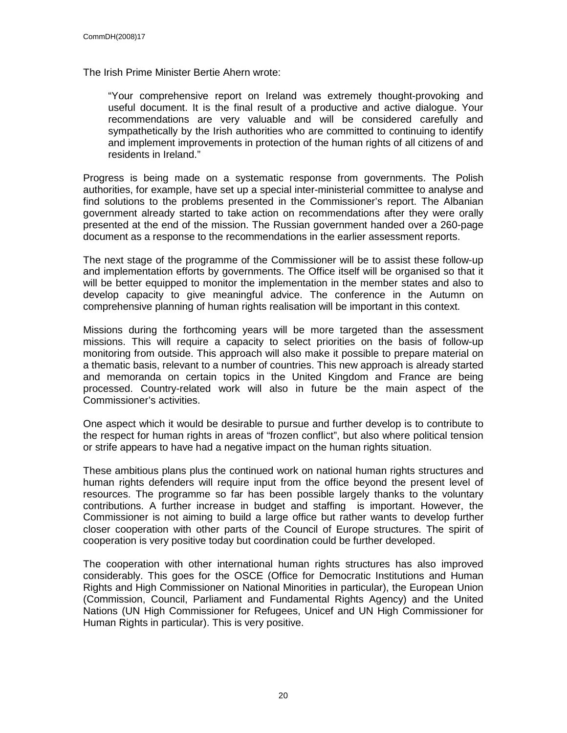The Irish Prime Minister Bertie Ahern wrote:

> "Your comprehensive report on Ireland was extremely thought-provoking and useful document. It is the final result of a productive and active dialogue. Your recommendations are very valuable and will be considered carefully and sympathetically by the Irish authorities who are committed to continuing to identify and implement improvements in protection of the human rights of all citizens of and residents in Ireland."

Progress is being made on a systematic response from governments. The Polish authorities, for example, have set up a special inter-ministerial committee to analyse and find solutions to the problems presented in the Commissioner's report. The Albanian government already started to take action on recommendations after they were orally presented at the end of the mission. The Russian government handed over a 260-page document as a response to the recommendations in the earlier assessment reports.

The next stage of the programme of the Commissioner will be to assist these follow-up and implementation efforts by governments. The Office itself will be organised so that it will be better equipped to monitor the implementation in the member states and also to develop capacity to give meaningful advice. The conference in the Autumn on comprehensive planning of human rights realisation will be important in this context.

Missions during the forthcoming years will be more targeted than the assessment missions. This will require a capacity to select priorities on the basis of follow-up monitoring from outside. This approach will also make it possible to prepare material on a thematic basis, relevant to a number of countries. This new approach is already started and memoranda on certain topics in the United Kingdom and France are being processed. Country-related work will also in future be the main aspect of the Commissioner's activities.

One aspect which it would be desirable to pursue and further develop is to contribute to the respect for human rights in areas of "frozen conflict", but also where political tension or strife appears to have had a negative impact on the human rights situation.

These ambitious plans plus the continued work on national human rights structures and human rights defenders will require input from the office beyond the present level of resources. The programme so far has been possible largely thanks to the voluntary contributions. A further increase in budget and staffing is important. However, the Commissioner is not aiming to build a large office but rather wants to develop further closer cooperation with other parts of the Council of Europe structures. The spirit of cooperation is very positive today but coordination could be further developed.

The cooperation with other international human rights structures has also improved considerably. This goes for the OSCE (Office for Democratic Institutions and Human Rights and High Commissioner on National Minorities in particular), the European Union (Commission, Council, Parliament and Fundamental Rights Agency) and the United Nations (UN High Commissioner for Refugees, Unicef and UN High Commissioner for Human Rights in particular). This is very positive.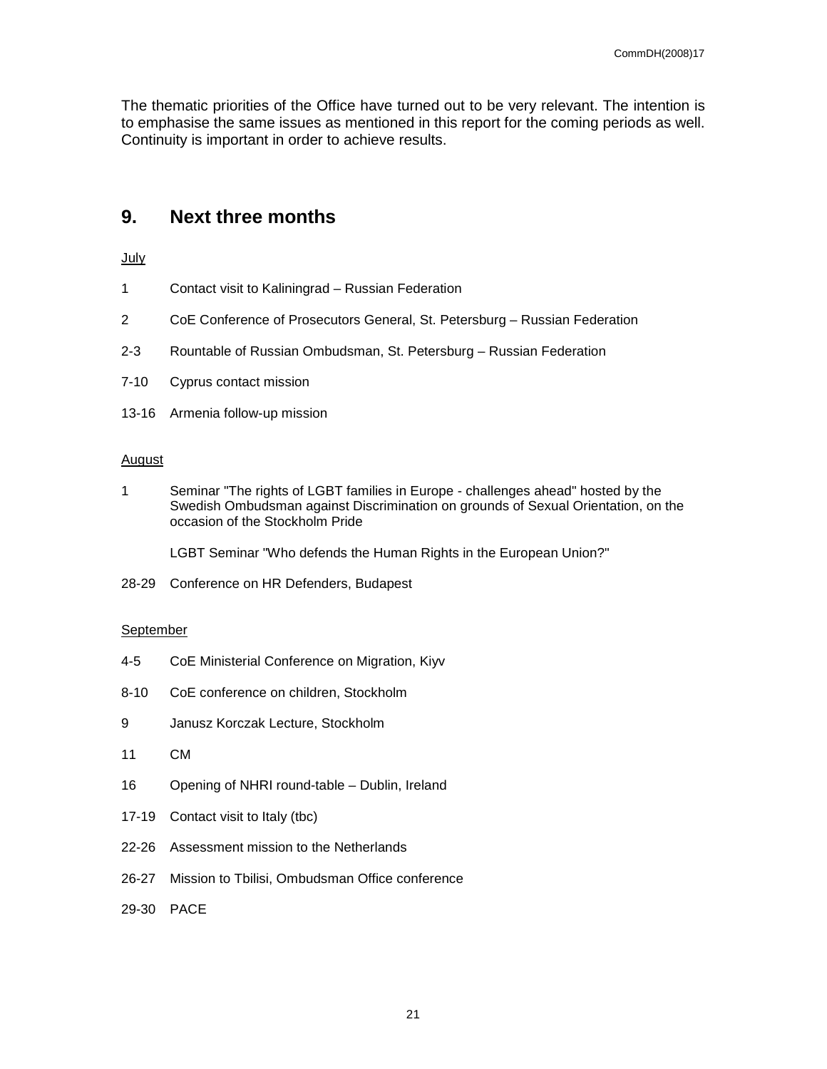The thematic priorities of the Office have turned out to be very relevant. The intention is to emphasise the same issues as mentioned in this report for the coming periods as well. Continuity is important in order to achieve results.

## 9. Next three months

<u>July</u>

| | |
|---|---|
| 1 | Contact visit to Kaliningrad – Russian Federation |
| 2 | CoE Conference of Prosecutors General, St. Petersburg – Russian Federation |
| 2-3 | Rountable of Russian Ombudsman, St. Petersburg – Russian Federation |
| 7-10 | Cyprus contact mission |
| 13-16 | Armenia follow-up mission |

<u>August</u>

| | |
|---|---|
| 1 | Seminar "The rights of LGBT families in Europe - challenges ahead" hosted by the Swedish Ombudsman against Discrimination on grounds of Sexual Orientation, on the occasion of the Stockholm Pride |
| | LGBT Seminar "Who defends the Human Rights in the European Union?" |
| 28-29 | Conference on HR Defenders, Budapest |

<u>September</u>

| | |
|---|---|
| 4-5 | CoE Ministerial Conference on Migration, Kiyv |
| 8-10 | CoE conference on children, Stockholm |
| 9 | Janusz Korczak Lecture, Stockholm |
| 11 | CM |
| 16 | Opening of NHRI round-table – Dublin, Ireland |
| 17-19 | Contact visit to Italy (tbc) |
| 22-26 | Assessment mission to the Netherlands |
| 26-27 | Mission to Tbilisi, Ombudsman Office conference |
| 29-30 | PACE |